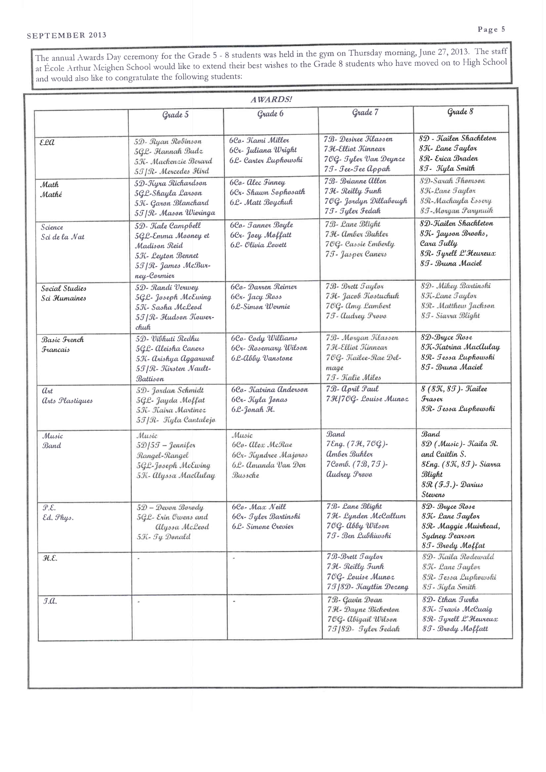The annual Awards Day ceremony for the Grade 5 - 8 students was held in the gym on Thursday morning, June 27, 2013. The staff at École Arthur Meighen School would like to extend their best wishes to the Grade 8 students who have moved on to High School and would also like to congratulate the following students:

## AWARDS!

| | Grade 5 | Grade 6 | Grade 7 | Grade 8 |
|---|---|---|---|---|
| ELA | 5D- Ryan Robinson<br>5GL- Hannah Budz<br>5K- Mackenzie Berard<br>5T/R- Mercedes Hird | 6Co- Kami Miller<br>6Cr- Juliana Wright<br>6L- Carter Lupkowski | 7B- Desiree Klassen<br>7H-Elliot Kinnear<br>7OG- Tyler Van Deynze<br>7T- Tee-Tee Appah | 8D - Kailen Shackleton<br>8K- Lane Taylor<br>8R- Erica Braden<br>8T- Kyla Smith |
| Math<br>Mathé | 5D-Kyra Richardson<br>5GL-Shayla Larson<br>5K- Garon Blanchard<br>5T/R- Mason Wieringa | 6Co- Alec Finney<br>6Cr- Shawn Sophosath<br>6L- Matt Boychuk | 7B- Brianne Allen<br>7H- Reilly Funk<br>7OG- Jordyn Dillabough<br>7T- Tyler Fedak | 8D-Sarah Thomson<br>8K-Lane Taylor<br>8R-Mackayla Essery<br>8T-Morgan Parynuik |
| Science<br>Sci de la Nat | 5D- Kale Campbell<br>5GL-Emma Mooney et Madison Reid<br>5K- Leyton Bennet<br>5T/R- James McBurney-Cormier | 6Co- Tanner Boyle<br>6Cr- Joey Moffatt<br>6L- Olivia Lovett | 7B- Lane Blight<br>7H- Amber Buhler<br>7OG- Cassie Emberly<br>7T- Jasper Caners | 8D-Kailen Shackleton<br>8K- Jayson Brooks, Cara Tully<br>8R- Tyrell L'Heureux<br>8T- Bruna Maciel |
| Social Studies<br>Sci Humaines | 5D- Randi Verwey<br>5GL- Joseph McEwing<br>5K- Sasha McLeod<br>5T/R- Hudson Kowerchuk | 6Co- Darren Reimer<br>6Cr- Jacy Ross<br>6L-Simon Wermie | 7B- Brett Taylor<br>7H- Jacob Kostuchuk<br>7OG- Amy Lambert<br>7T- Audrey Provo | 8D- Mikey Bartinski<br>8K-Lane Taylor<br>8R- Matthew Jackson<br>8T- Siarra Blight |
| Basic French<br>Francais | 5D- Vibhuti Redhu<br>5GL- Aleisha Caners<br>5K- Arishya Aggarwal<br>5T/R- Kirsten Nault-Battison | 6Co- Cody Williams<br>6Cr- Rosemary Wilson<br>6L-Abby Vanstone | 7B- Morgan Klassen<br>7H-Elliot Kinnear<br>7OG- Kailee-Rae Delmage<br>7T- Katie Miles | 8D-Bryce Rose<br>8K-Katrina MacAulay<br>8R- Tessa Lupkowski<br>8T- Bruna Maciel |
| Art<br>Arts Plastiques | 5D- Jordan Schmidt<br>5GL- Jayda Moffat<br>5K- Kaira Martinez<br>5T/R- Kyla Cantalejo | 6Co- Katrina Anderson<br>6Cr- Kyla Jonas<br>6L-Jonah H. | 7B- April Paul<br>7H/7OG- Louise Munoz | 8 (8K, 8T)- Kailee Fraser<br>8R- Tessa Lupkowski |
| Music<br>Band | Music<br>5D/5T – Jennifer Rangel-Rangel<br>5GL-Joseph McEwing<br>5K- Alyssa MacAulay | Music<br>6Co- Alex McRae<br>6Cr- Kyndree Majoros<br>6L- Amanda Van Den Bussche | Band<br>7Eng. (7H, 7OG)- Amber Buhler<br>7Comb. (7B, 7T)- Audrey Provo | Band<br>8D (Music)- Kaila R. and Caitlin S.<br>8Eng. (8K, 8T)- Siarra Blight<br>8R (F.I.)- Darius Stevens |
| P.E.<br>Ed. Phys. | 5D – Devon Borody<br>5GL- Erin Owens and Alyssa McLeod<br>5K- Ty Donald | 6Co- Max Neill<br>6Cr- Tyler Bartinski<br>6L- Simone Crevier | 7B- Lane Blight<br>7H- Lynden McCallum<br>7OG- Abby Wilson<br>7T- Ben Lubkiwski | 8D- Bryce Rose<br>8K- Lane Taylor<br>8R- Maggie Muirhead, Sydney Pearson<br>8T- Brody Moffat |
| H.E. | - | - | 7B-Brett Taylor<br>7H- Reilly Funk<br>7OG- Louise Munoz<br>7T/8D- Kaytlin Dezeng | 8D- Kaila Rodewald<br>8K- Lane Taylor<br>8R- Tessa Lupkowski<br>8T- Kyla Smith |
| I.A. | - | - | 7B- Gavin Doan<br>7H- Dayne Bickerton<br>7OG- Abigail Wilson<br>7T/8D- Tyler Fedak | 8D- Ethan Turko<br>8K- Travis McCuaig<br>8R- Tyrell L'Heureux<br>8T- Brody Moffatt |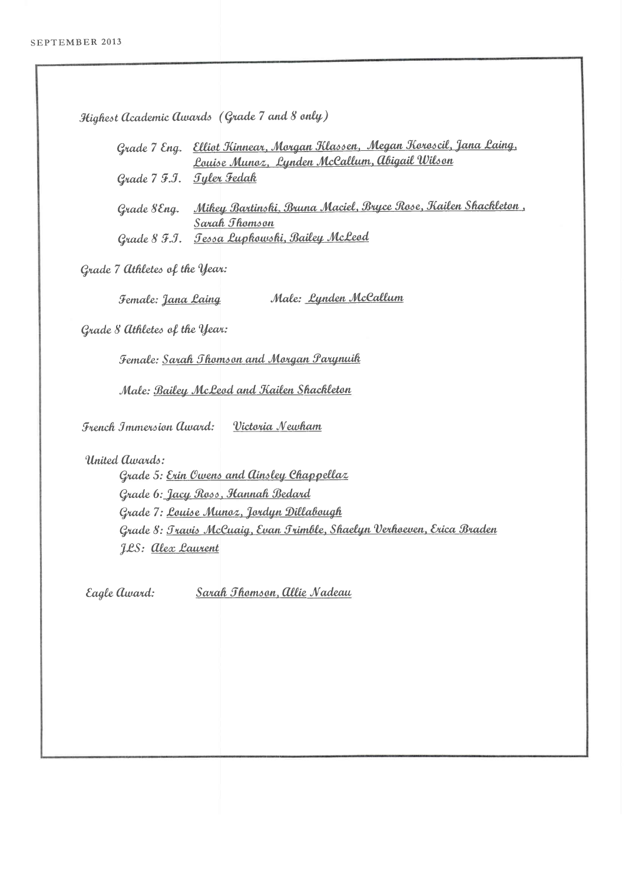*Highest Academic Awards (Grade 7 and 8 only)*

- *Grade 7 Eng.* Elliot Kinnear, Morgan Klassen, Megan Koroscil, Jana Laing, Louise Munoz, Lynden McCallum, Abigail Wilson
- *Grade 7 F.I.* Tyler Fedak
- *Grade 8Eng.* Mikey Bartinski, Bruna Maciel, Bryce Rose, Kailen Shackleton, Sarah Thomson
- *Grade 8 F.I.* Tessa Lupkowski, Bailey McLeod

*Grade 7 Athletes of the Year:*

Female: Jana Laing    Male: Lynden McCallum

*Grade 8 Athletes of the Year:*

Female: Sarah Thomson and Morgan Parynuik

Male: Bailey McLeod and Kailen Shackleton

*French Immersion Award:* Victoria Newham

*United Awards:*

- Grade 5: Erin Owens and Ainsley Chappellaz
- Grade 6: Jacy Ross, Hannah Bedard
- Grade 7: Louise Munoz, Jordyn Dillabough
- Grade 8: Travis McCuaig, Evan Trimble, Shaelyn Verhoeven, Erica Braden
- JLS: Alex Laurent

*Eagle Award:* Sarah Thomson, Allie Nadeau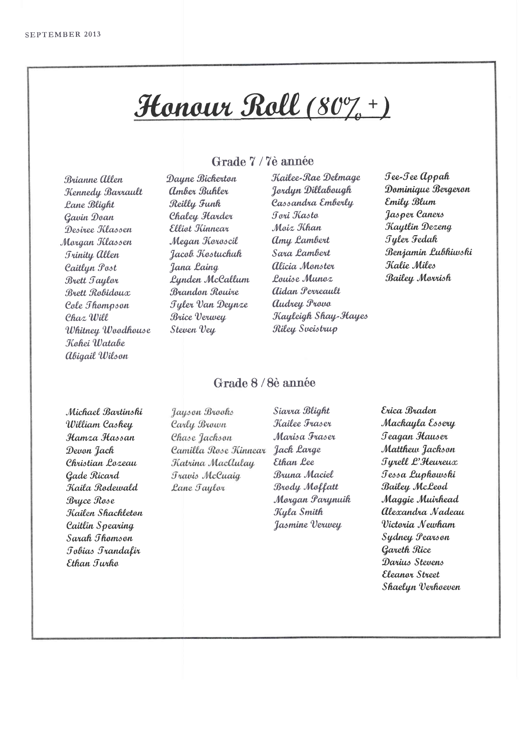# Honour Roll (80%+)

## Grade 7 / 7è année

Brianne Allen
Kennedy Barrault
Lane Blight
Gavin Doan
Desiree Klassen
Morgan Klassen
Trinity Allen
Caitlyn Post
Brett Taylor
Brett Robidoux
Cole Thompson
Chaz Will
Whitney Woodhouse
Kohei Watabe
Abigail Wilson

Dayne Bickerton
Amber Buhler
Reilly Funk
Chaley Harder
Elliot Kinnear
Megan Koroscil
Jacob Kostuchuk
Jana Laing
Lynden McCallum
Brandon Rouire
Tyler Van Deynze
Brice Verwey
Steven Vey

Kailee-Rae Delmage
Jordyn Dillabough
Cassandra Emberly
Tori Kasto
Moiz Khan
Amy Lambert
Sara Lambert
Alicia Monster
Louise Munoz
Aidan Perreault
Audrey Provo
Kayleigh Shay-Hayes
Riley Sveistrup

Tee-Tee Appah
Dominique Bergeron
Emily Blum
Jasper Caners
Kaytlin Dezeng
Tyler Fedak
Benjamin Lubkiwski
Kalie Miles
Bailey Morrish

## Grade 8 / 8è année

Michael Bartinski
William Caskey
Hamza Hassan
Devon Jack
Christian Lozeau
Gade Ricard
Kaila Rodewald
Bryce Rose
Kailen Shackleton
Caitlin Spearing
Sarah Thomson
Tobias Trandafir
Ethan Turko

Jayson Brooks
Carly Brown
Chase Jackson
Camilla Rose Kinnear
Katrina MacAulay
Travis McCuaig
Lane Taylor

Siarra Blight
Kailee Fraser
Marisa Fraser
Jack Large
Ethan Lee
Bruna Maciel
Brody Moffatt
Morgan Parynuik
Kyla Smith
Jasmine Verwey

Erica Braden
Mackayla Essery
Teagan Hauser
Matthew Jackson
Tyrell L'Heureux
Tessa Lupkowski
Bailey McLeod
Maggie Muirhead
Alexandra Nadeau
Victoria Newham
Sydney Pearson
Gareth Rice
Darius Stevens
Eleanor Street
Shaelyn Verhoeven